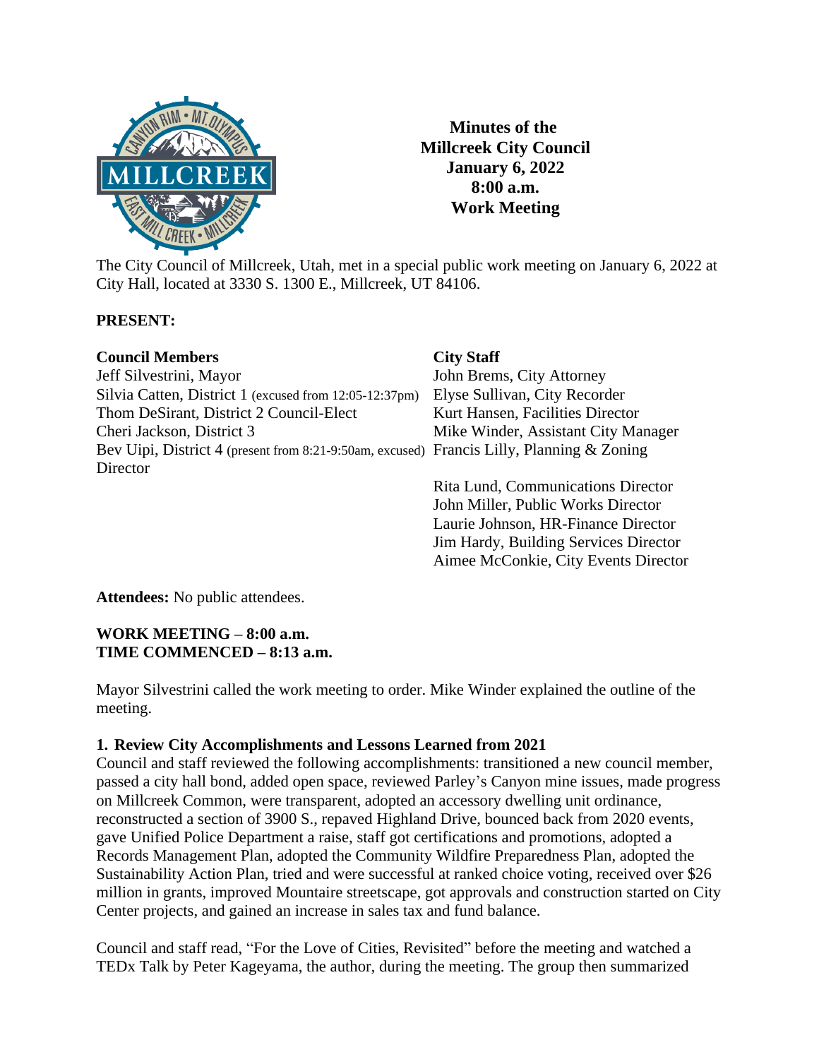**Minutes of the**
**Millcreek City Council**
**January 6, 2022**
**8:00 a.m.**
**Work Meeting**

The City Council of Millcreek, Utah, met in a special public work meeting on January 6, 2022 at City Hall, located at 3330 S. 1300 E., Millcreek, UT 84106.

**PRESENT:**

| **Council Members** | **City Staff** |
|---|---|
| Jeff Silvestrini, Mayor | John Brems, City Attorney |
| Silvia Catten, District 1 (excused from 12:05-12:37pm) | Elyse Sullivan, City Recorder |
| Thom DeSirant, District 2 Council-Elect | Kurt Hansen, Facilities Director |
| Cheri Jackson, District 3 | Mike Winder, Assistant City Manager |
| Bev Uipi, District 4 (present from 8:21-9:50am, excused) | Francis Lilly, Planning & Zoning Director |
| | Rita Lund, Communications Director |
| | John Miller, Public Works Director |
| | Laurie Johnson, HR-Finance Director |
| | Jim Hardy, Building Services Director |
| | Aimee McConkie, City Events Director |

**Attendees:** No public attendees.

**WORK MEETING – 8:00 a.m.**
**TIME COMMENCED – 8:13 a.m.**

Mayor Silvestrini called the work meeting to order. Mike Winder explained the outline of the meeting.

**1. Review City Accomplishments and Lessons Learned from 2021**

Council and staff reviewed the following accomplishments: transitioned a new council member, passed a city hall bond, added open space, reviewed Parley's Canyon mine issues, made progress on Millcreek Common, were transparent, adopted an accessory dwelling unit ordinance, reconstructed a section of 3900 S., repaved Highland Drive, bounced back from 2020 events, gave Unified Police Department a raise, staff got certifications and promotions, adopted a Records Management Plan, adopted the Community Wildfire Preparedness Plan, adopted the Sustainability Action Plan, tried and were successful at ranked choice voting, received over $26 million in grants, improved Mountaire streetscape, got approvals and construction started on City Center projects, and gained an increase in sales tax and fund balance.

Council and staff read, "For the Love of Cities, Revisited" before the meeting and watched a TEDx Talk by Peter Kageyama, the author, during the meeting. The group then summarized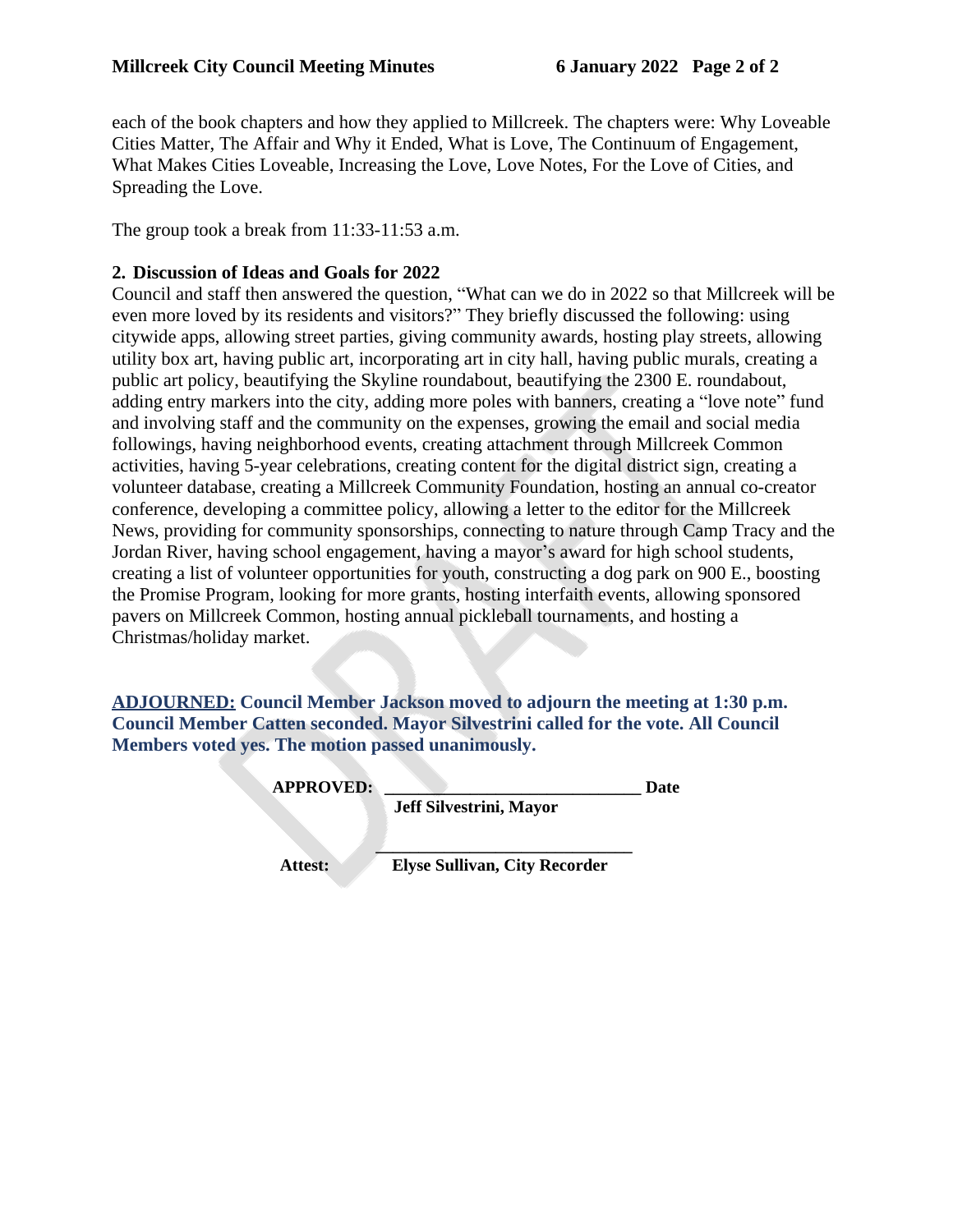each of the book chapters and how they applied to Millcreek. The chapters were: Why Loveable Cities Matter, The Affair and Why it Ended, What is Love, The Continuum of Engagement, What Makes Cities Loveable, Increasing the Love, Love Notes, For the Love of Cities, and Spreading the Love.

The group took a break from 11:33-11:53 a.m.

**2. Discussion of Ideas and Goals for 2022**

Council and staff then answered the question, "What can we do in 2022 so that Millcreek will be even more loved by its residents and visitors?" They briefly discussed the following: using citywide apps, allowing street parties, giving community awards, hosting play streets, allowing utility box art, having public art, incorporating art in city hall, having public murals, creating a public art policy, beautifying the Skyline roundabout, beautifying the 2300 E. roundabout, adding entry markers into the city, adding more poles with banners, creating a "love note" fund and involving staff and the community on the expenses, growing the email and social media followings, having neighborhood events, creating attachment through Millcreek Common activities, having 5-year celebrations, creating content for the digital district sign, creating a volunteer database, creating a Millcreek Community Foundation, hosting an annual co-creator conference, developing a committee policy, allowing a letter to the editor for the Millcreek News, providing for community sponsorships, connecting to nature through Camp Tracy and the Jordan River, having school engagement, having a mayor's award for high school students, creating a list of volunteer opportunities for youth, constructing a dog park on 900 E., boosting the Promise Program, looking for more grants, hosting interfaith events, allowing sponsored pavers on Millcreek Common, hosting annual pickleball tournaments, and hosting a Christmas/holiday market.

**ADJOURNED: Council Member Jackson moved to adjourn the meeting at 1:30 p.m. Council Member Catten seconded. Mayor Silvestrini called for the vote. All Council Members voted yes. The motion passed unanimously.**

**APPROVED:** ______________________________ **Date**
**Jeff Silvestrini, Mayor**

**Attest:** ______________________________
**Elyse Sullivan, City Recorder**